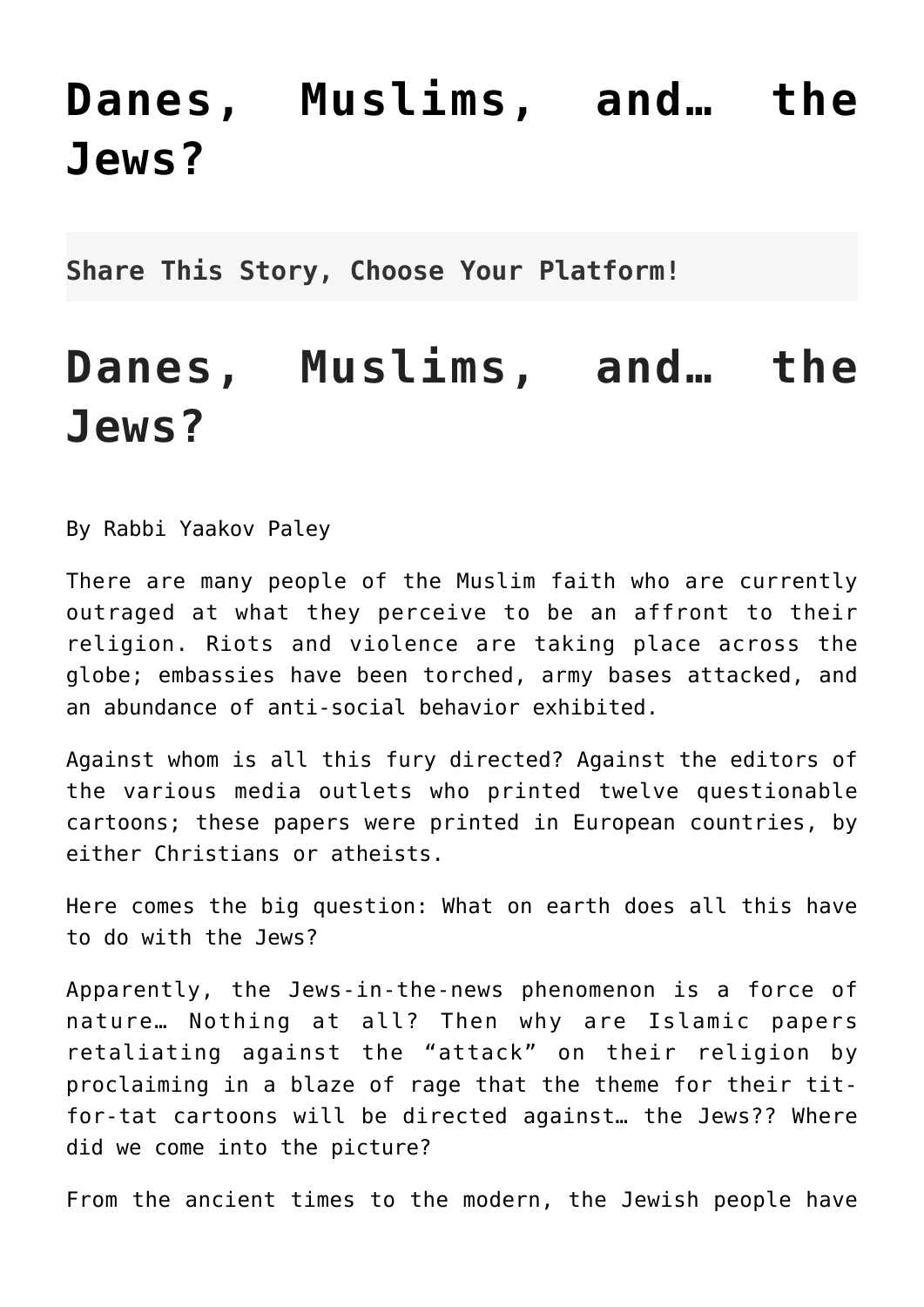# Danes, Muslims, and… the Jews?

**Share This Story, Choose Your Platform!**

# Danes, Muslims, and… the Jews?

By Rabbi Yaakov Paley

There are many people of the Muslim faith who are currently outraged at what they perceive to be an affront to their religion. Riots and violence are taking place across the globe; embassies have been torched, army bases attacked, and an abundance of anti-social behavior exhibited.

Against whom is all this fury directed? Against the editors of the various media outlets who printed twelve questionable cartoons; these papers were printed in European countries, by either Christians or atheists.

Here comes the big question: What on earth does all this have to do with the Jews?

Apparently, the Jews-in-the-news phenomenon is a force of nature… Nothing at all? Then why are Islamic papers retaliating against the "attack" on their religion by proclaiming in a blaze of rage that the theme for their tit-for-tat cartoons will be directed against… the Jews?? Where did we come into the picture?

From the ancient times to the modern, the Jewish people have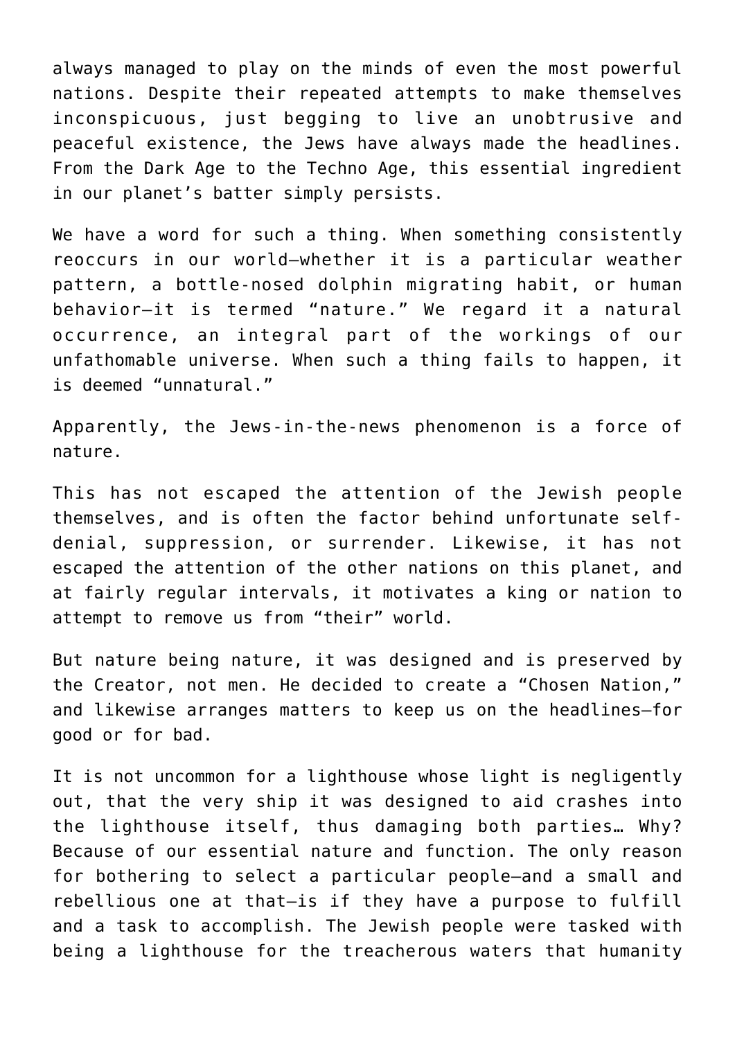always managed to play on the minds of even the most powerful nations. Despite their repeated attempts to make themselves inconspicuous, just begging to live an unobtrusive and peaceful existence, the Jews have always made the headlines. From the Dark Age to the Techno Age, this essential ingredient in our planet's batter simply persists.

We have a word for such a thing. When something consistently reoccurs in our world—whether it is a particular weather pattern, a bottle-nosed dolphin migrating habit, or human behavior—it is termed "nature." We regard it a natural occurrence, an integral part of the workings of our unfathomable universe. When such a thing fails to happen, it is deemed "unnatural."

Apparently, the Jews-in-the-news phenomenon is a force of nature.

This has not escaped the attention of the Jewish people themselves, and is often the factor behind unfortunate self-denial, suppression, or surrender. Likewise, it has not escaped the attention of the other nations on this planet, and at fairly regular intervals, it motivates a king or nation to attempt to remove us from "their" world.

But nature being nature, it was designed and is preserved by the Creator, not men. He decided to create a "Chosen Nation," and likewise arranges matters to keep us on the headlines—for good or for bad.

It is not uncommon for a lighthouse whose light is negligently out, that the very ship it was designed to aid crashes into the lighthouse itself, thus damaging both parties… Why? Because of our essential nature and function. The only reason for bothering to select a particular people—and a small and rebellious one at that—is if they have a purpose to fulfill and a task to accomplish. The Jewish people were tasked with being a lighthouse for the treacherous waters that humanity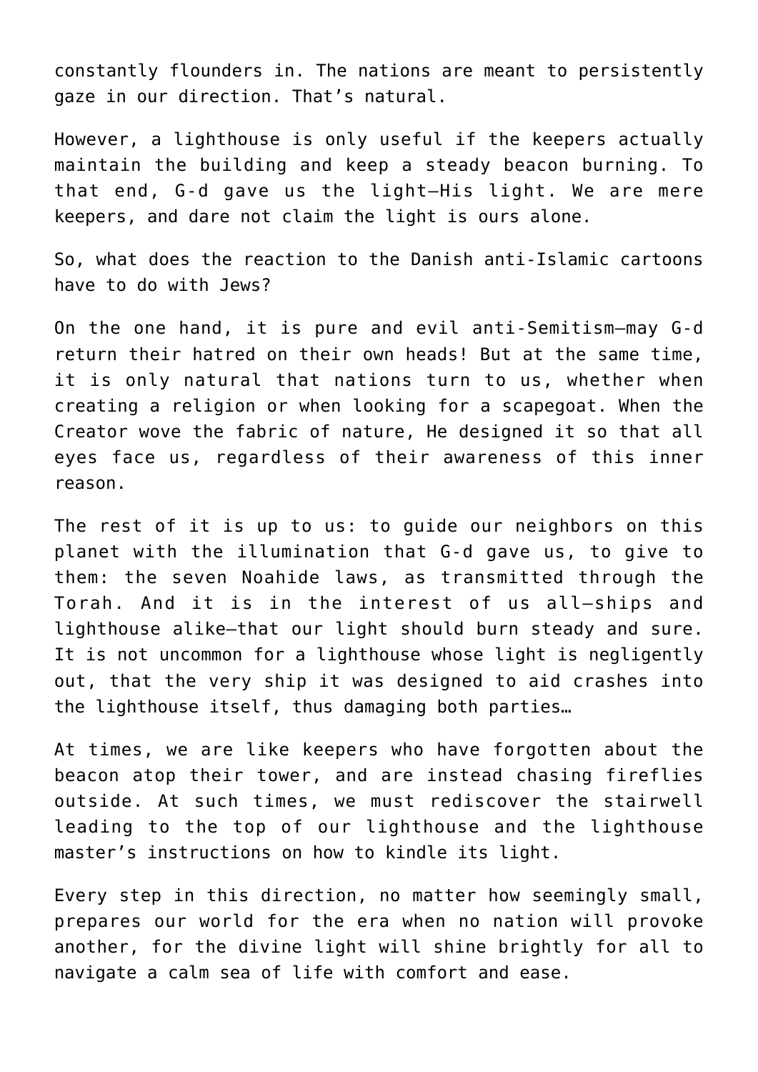constantly flounders in. The nations are meant to persistently gaze in our direction. That's natural.

However, a lighthouse is only useful if the keepers actually maintain the building and keep a steady beacon burning. To that end, G-d gave us the light—His light. We are mere keepers, and dare not claim the light is ours alone.

So, what does the reaction to the Danish anti-Islamic cartoons have to do with Jews?

On the one hand, it is pure and evil anti-Semitism—may G-d return their hatred on their own heads! But at the same time, it is only natural that nations turn to us, whether when creating a religion or when looking for a scapegoat. When the Creator wove the fabric of nature, He designed it so that all eyes face us, regardless of their awareness of this inner reason.

The rest of it is up to us: to guide our neighbors on this planet with the illumination that G-d gave us, to give to them: the seven Noahide laws, as transmitted through the Torah. And it is in the interest of us all—ships and lighthouse alike—that our light should burn steady and sure. It is not uncommon for a lighthouse whose light is negligently out, that the very ship it was designed to aid crashes into the lighthouse itself, thus damaging both parties…

At times, we are like keepers who have forgotten about the beacon atop their tower, and are instead chasing fireflies outside. At such times, we must rediscover the stairwell leading to the top of our lighthouse and the lighthouse master's instructions on how to kindle its light.

Every step in this direction, no matter how seemingly small, prepares our world for the era when no nation will provoke another, for the divine light will shine brightly for all to navigate a calm sea of life with comfort and ease.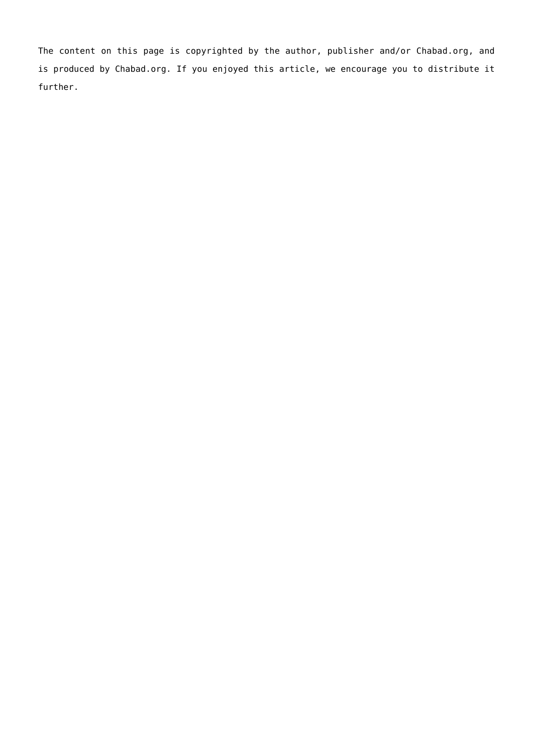The content on this page is copyrighted by the author, publisher and/or Chabad.org, and is produced by Chabad.org. If you enjoyed this article, we encourage you to distribute it further.